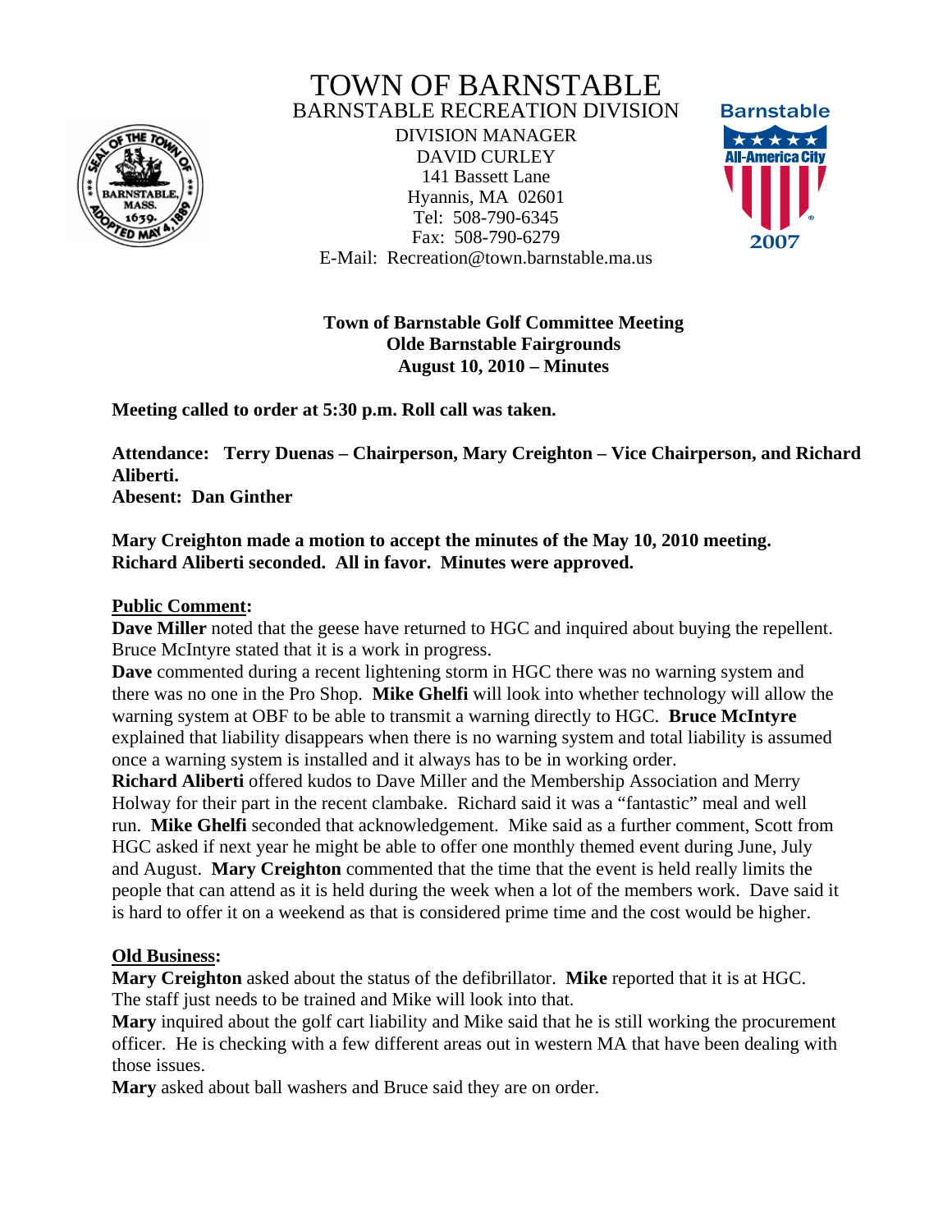# TOWN OF BARNSTABLE
## BARNSTABLE RECREATION DIVISION

DIVISION MANAGER
DAVID CURLEY
141 Bassett Lane
Hyannis, MA 02601
Tel: 508-790-6345
Fax: 508-790-6279
E-Mail: Recreation@town.barnstable.ma.us

Barnstable
All-America City
2007

**Town of Barnstable Golf Committee Meeting**
**Olde Barnstable Fairgrounds**
**August 10, 2010 – Minutes**

**Meeting called to order at 5:30 p.m. Roll call was taken.**

**Attendance: Terry Duenas – Chairperson, Mary Creighton – Vice Chairperson, and Richard Aliberti.**
**Abesent: Dan Ginther**

**Mary Creighton made a motion to accept the minutes of the May 10, 2010 meeting. Richard Aliberti seconded. All in favor. Minutes were approved.**

**Public Comment:**

**Dave Miller** noted that the geese have returned to HGC and inquired about buying the repellent. Bruce McIntyre stated that it is a work in progress.

**Dave** commented during a recent lightening storm in HGC there was no warning system and there was no one in the Pro Shop. **Mike Ghelfi** will look into whether technology will allow the warning system at OBF to be able to transmit a warning directly to HGC. **Bruce McIntyre** explained that liability disappears when there is no warning system and total liability is assumed once a warning system is installed and it always has to be in working order.

**Richard Aliberti** offered kudos to Dave Miller and the Membership Association and Merry Holway for their part in the recent clambake. Richard said it was a "fantastic" meal and well run. **Mike Ghelfi** seconded that acknowledgement. Mike said as a further comment, Scott from HGC asked if next year he might be able to offer one monthly themed event during June, July and August. **Mary Creighton** commented that the time that the event is held really limits the people that can attend as it is held during the week when a lot of the members work. Dave said it is hard to offer it on a weekend as that is considered prime time and the cost would be higher.

**Old Business:**

**Mary Creighton** asked about the status of the defibrillator. **Mike** reported that it is at HGC. The staff just needs to be trained and Mike will look into that.

**Mary** inquired about the golf cart liability and Mike said that he is still working the procurement officer. He is checking with a few different areas out in western MA that have been dealing with those issues.

**Mary** asked about ball washers and Bruce said they are on order.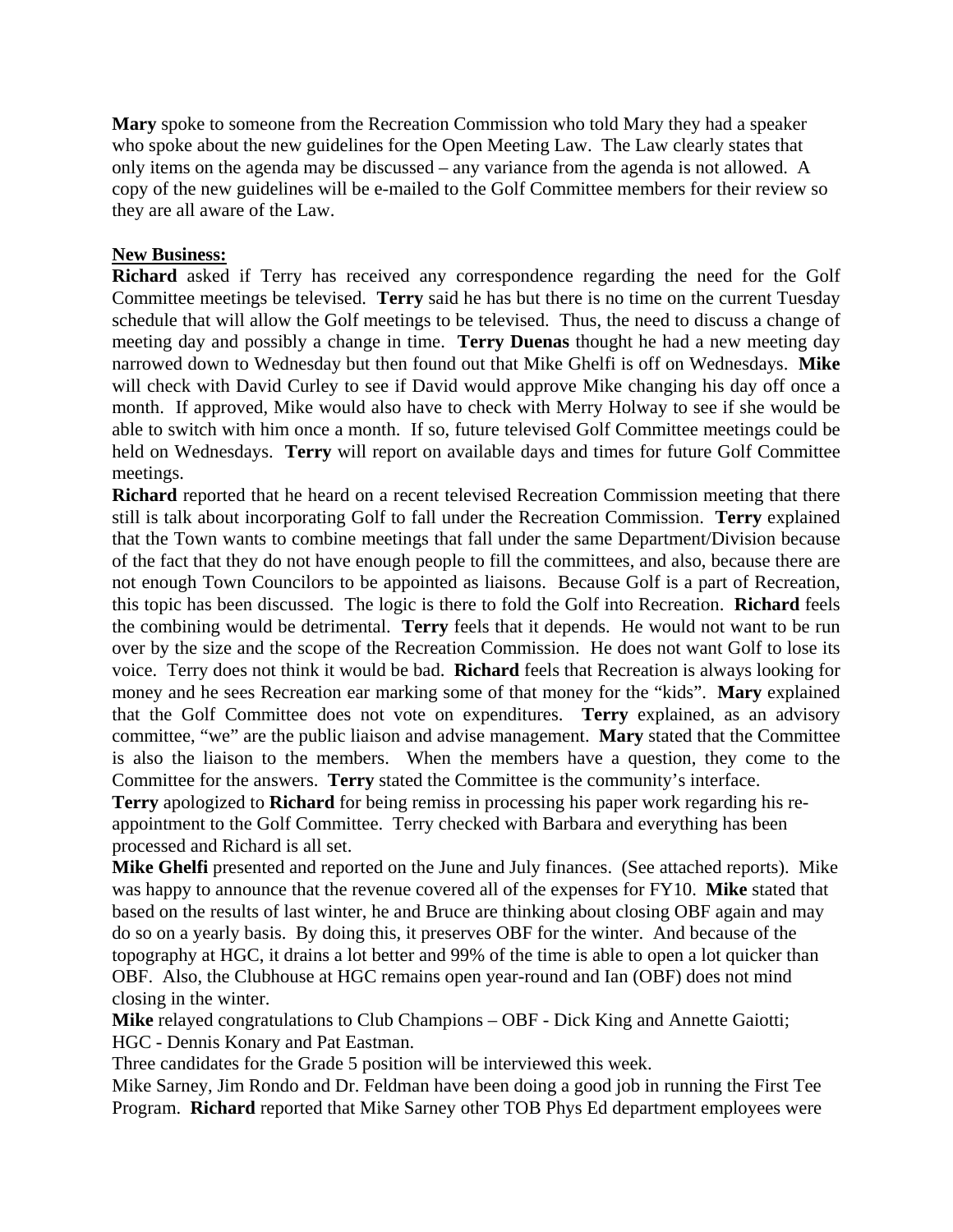**Mary** spoke to someone from the Recreation Commission who told Mary they had a speaker who spoke about the new guidelines for the Open Meeting Law. The Law clearly states that only items on the agenda may be discussed – any variance from the agenda is not allowed. A copy of the new guidelines will be e-mailed to the Golf Committee members for their review so they are all aware of the Law.

**New Business:**

**Richard** asked if Terry has received any correspondence regarding the need for the Golf Committee meetings be televised. **Terry** said he has but there is no time on the current Tuesday schedule that will allow the Golf meetings to be televised. Thus, the need to discuss a change of meeting day and possibly a change in time. **Terry Duenas** thought he had a new meeting day narrowed down to Wednesday but then found out that Mike Ghelfi is off on Wednesdays. **Mike** will check with David Curley to see if David would approve Mike changing his day off once a month. If approved, Mike would also have to check with Merry Holway to see if she would be able to switch with him once a month. If so, future televised Golf Committee meetings could be held on Wednesdays. **Terry** will report on available days and times for future Golf Committee meetings.

**Richard** reported that he heard on a recent televised Recreation Commission meeting that there still is talk about incorporating Golf to fall under the Recreation Commission. **Terry** explained that the Town wants to combine meetings that fall under the same Department/Division because of the fact that they do not have enough people to fill the committees, and also, because there are not enough Town Councilors to be appointed as liaisons. Because Golf is a part of Recreation, this topic has been discussed. The logic is there to fold the Golf into Recreation. **Richard** feels the combining would be detrimental. **Terry** feels that it depends. He would not want to be run over by the size and the scope of the Recreation Commission. He does not want Golf to lose its voice. Terry does not think it would be bad. **Richard** feels that Recreation is always looking for money and he sees Recreation ear marking some of that money for the "kids". **Mary** explained that the Golf Committee does not vote on expenditures. **Terry** explained, as an advisory committee, "we" are the public liaison and advise management. **Mary** stated that the Committee is also the liaison to the members. When the members have a question, they come to the Committee for the answers. **Terry** stated the Committee is the community's interface.

**Terry** apologized to **Richard** for being remiss in processing his paper work regarding his re-appointment to the Golf Committee. Terry checked with Barbara and everything has been processed and Richard is all set.

**Mike Ghelfi** presented and reported on the June and July finances. (See attached reports). Mike was happy to announce that the revenue covered all of the expenses for FY10. **Mike** stated that based on the results of last winter, he and Bruce are thinking about closing OBF again and may do so on a yearly basis. By doing this, it preserves OBF for the winter. And because of the topography at HGC, it drains a lot better and 99% of the time is able to open a lot quicker than OBF. Also, the Clubhouse at HGC remains open year-round and Ian (OBF) does not mind closing in the winter.

**Mike** relayed congratulations to Club Champions – OBF - Dick King and Annette Gaiotti; HGC - Dennis Konary and Pat Eastman.

Three candidates for the Grade 5 position will be interviewed this week.

Mike Sarney, Jim Rondo and Dr. Feldman have been doing a good job in running the First Tee Program. **Richard** reported that Mike Sarney other TOB Phys Ed department employees were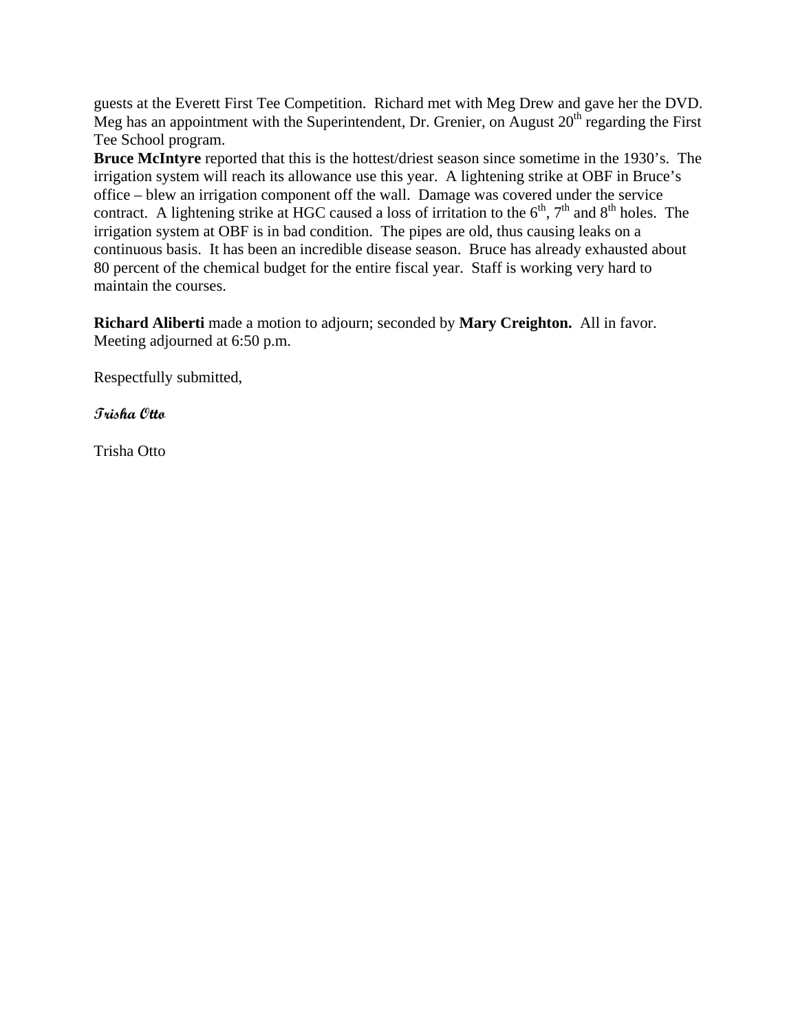guests at the Everett First Tee Competition. Richard met with Meg Drew and gave her the DVD. Meg has an appointment with the Superintendent, Dr. Grenier, on August 20th regarding the First Tee School program.

**Bruce McIntyre** reported that this is the hottest/driest season since sometime in the 1930's. The irrigation system will reach its allowance use this year. A lightening strike at OBF in Bruce's office – blew an irrigation component off the wall. Damage was covered under the service contract. A lightening strike at HGC caused a loss of irritation to the 6th, 7th and 8th holes. The irrigation system at OBF is in bad condition. The pipes are old, thus causing leaks on a continuous basis. It has been an incredible disease season. Bruce has already exhausted about 80 percent of the chemical budget for the entire fiscal year. Staff is working very hard to maintain the courses.

**Richard Aliberti** made a motion to adjourn; seconded by **Mary Creighton.** All in favor. Meeting adjourned at 6:50 p.m.

Respectfully submitted,

***Trisha Otto***

Trisha Otto